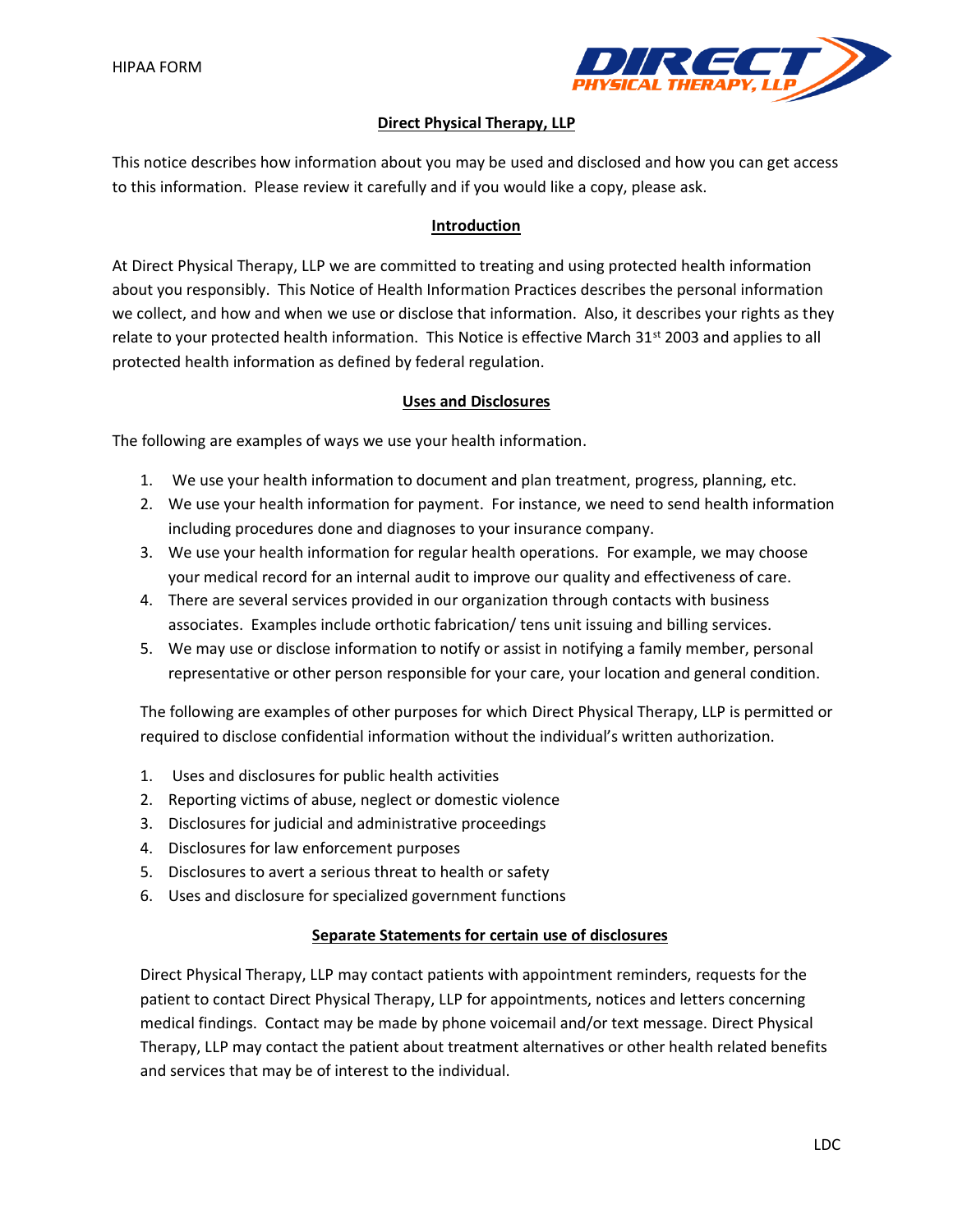HIPAA FORM

## Direct Physical Therapy, LLP

This notice describes how information about you may be used and disclosed and how you can get access to this information. Please review it carefully and if you would like a copy, please ask.

### Introduction

At Direct Physical Therapy, LLP we are committed to treating and using protected health information about you responsibly. This Notice of Health Information Practices describes the personal information we collect, and how and when we use or disclose that information. Also, it describes your rights as they relate to your protected health information. This Notice is effective March 31st 2003 and applies to all protected health information as defined by federal regulation.

### Uses and Disclosures

The following are examples of ways we use your health information.

1. We use your health information to document and plan treatment, progress, planning, etc.
2. We use your health information for payment. For instance, we need to send health information including procedures done and diagnoses to your insurance company.
3. We use your health information for regular health operations. For example, we may choose your medical record for an internal audit to improve our quality and effectiveness of care.
4. There are several services provided in our organization through contacts with business associates. Examples include orthotic fabrication/ tens unit issuing and billing services.
5. We may use or disclose information to notify or assist in notifying a family member, personal representative or other person responsible for your care, your location and general condition.

The following are examples of other purposes for which Direct Physical Therapy, LLP is permitted or required to disclose confidential information without the individual's written authorization.

1. Uses and disclosures for public health activities
2. Reporting victims of abuse, neglect or domestic violence
3. Disclosures for judicial and administrative proceedings
4. Disclosures for law enforcement purposes
5. Disclosures to avert a serious threat to health or safety
6. Uses and disclosure for specialized government functions

### Separate Statements for certain use of disclosures

Direct Physical Therapy, LLP may contact patients with appointment reminders, requests for the patient to contact Direct Physical Therapy, LLP for appointments, notices and letters concerning medical findings. Contact may be made by phone voicemail and/or text message. Direct Physical Therapy, LLP may contact the patient about treatment alternatives or other health related benefits and services that may be of interest to the individual.

LDC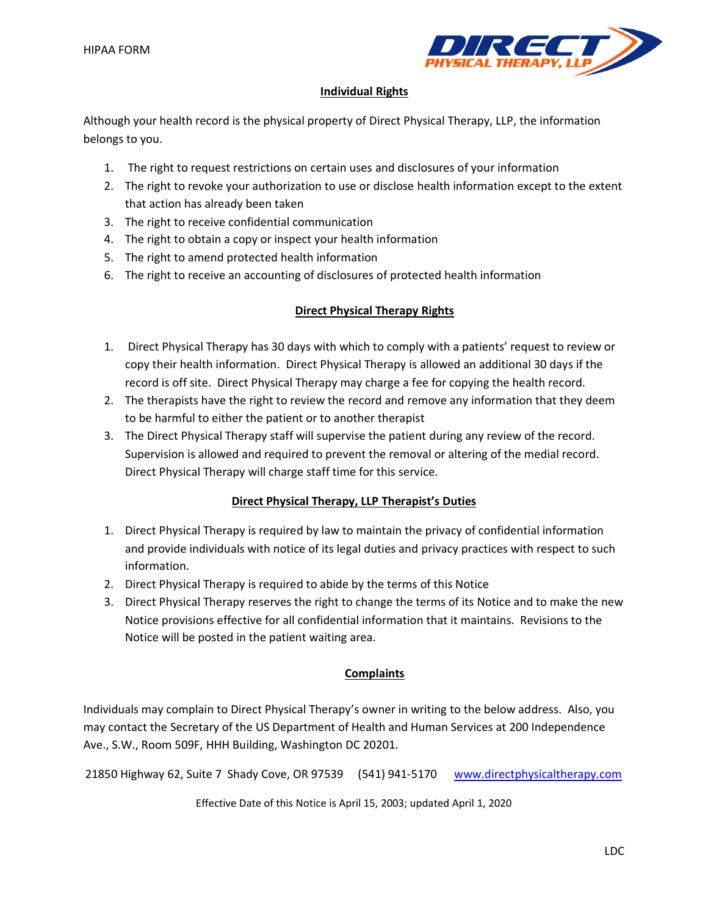HIPAA FORM

## Individual Rights

Although your health record is the physical property of Direct Physical Therapy, LLP, the information belongs to you.

1. The right to request restrictions on certain uses and disclosures of your information
2. The right to revoke your authorization to use or disclose health information except to the extent that action has already been taken
3. The right to receive confidential communication
4. The right to obtain a copy or inspect your health information
5. The right to amend protected health information
6. The right to receive an accounting of disclosures of protected health information

## Direct Physical Therapy Rights

1. Direct Physical Therapy has 30 days with which to comply with a patients' request to review or copy their health information. Direct Physical Therapy is allowed an additional 30 days if the record is off site. Direct Physical Therapy may charge a fee for copying the health record.
2. The therapists have the right to review the record and remove any information that they deem to be harmful to either the patient or to another therapist
3. The Direct Physical Therapy staff will supervise the patient during any review of the record. Supervision is allowed and required to prevent the removal or altering of the medial record. Direct Physical Therapy will charge staff time for this service.

## Direct Physical Therapy, LLP Therapist's Duties

1. Direct Physical Therapy is required by law to maintain the privacy of confidential information and provide individuals with notice of its legal duties and privacy practices with respect to such information.
2. Direct Physical Therapy is required to abide by the terms of this Notice
3. Direct Physical Therapy reserves the right to change the terms of its Notice and to make the new Notice provisions effective for all confidential information that it maintains. Revisions to the Notice will be posted in the patient waiting area.

## Complaints

Individuals may complain to Direct Physical Therapy's owner in writing to the below address. Also, you may contact the Secretary of the US Department of Health and Human Services at 200 Independence Ave., S.W., Room 509F, HHH Building, Washington DC 20201.

21850 Highway 62, Suite 7 Shady Cove, OR 97539 (541) 941-5170 www.directphysicaltherapy.com

Effective Date of this Notice is April 15, 2003; updated April 1, 2020

LDC